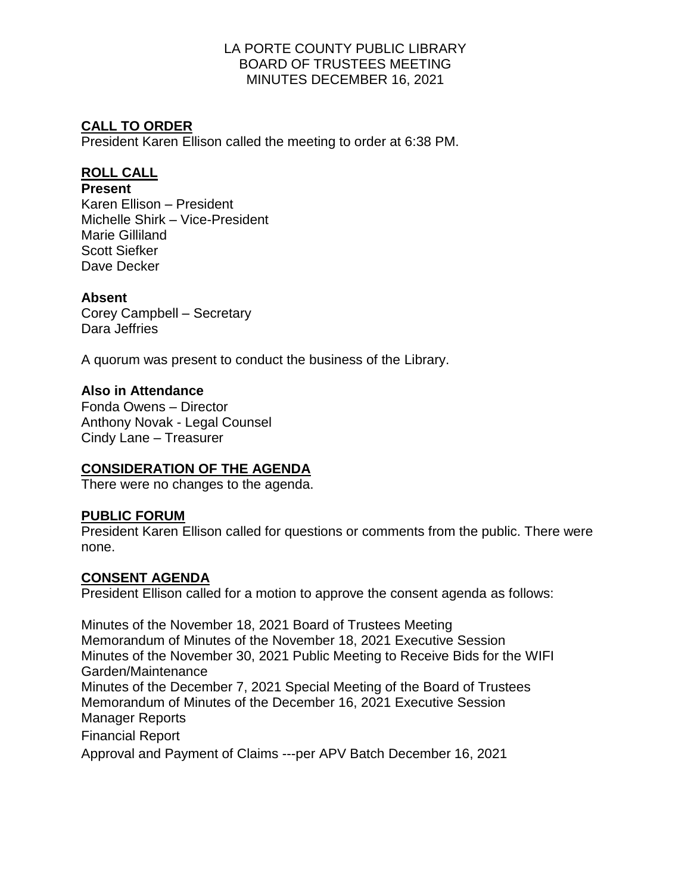# LA PORTE COUNTY PUBLIC LIBRARY
## BOARD OF TRUSTEES MEETING
## MINUTES DECEMBER 16, 2021

**CALL TO ORDER**

President Karen Ellison called the meeting to order at 6:38 PM.

**ROLL CALL**

**Present**

Karen Ellison – President
Michelle Shirk – Vice-President
Marie Gilliland
Scott Siefker
Dave Decker

**Absent**

Corey Campbell – Secretary
Dara Jeffries

A quorum was present to conduct the business of the Library.

**Also in Attendance**

Fonda Owens – Director
Anthony Novak - Legal Counsel
Cindy Lane – Treasurer

**CONSIDERATION OF THE AGENDA**

There were no changes to the agenda.

**PUBLIC FORUM**

President Karen Ellison called for questions or comments from the public. There were none.

**CONSENT AGENDA**

President Ellison called for a motion to approve the consent agenda as follows:

Minutes of the November 18, 2021 Board of Trustees Meeting
Memorandum of Minutes of the November 18, 2021 Executive Session
Minutes of the November 30, 2021 Public Meeting to Receive Bids for the WIFI Garden/Maintenance
Minutes of the December 7, 2021 Special Meeting of the Board of Trustees
Memorandum of Minutes of the December 16, 2021 Executive Session
Manager Reports
Financial Report
Approval and Payment of Claims ---per APV Batch December 16, 2021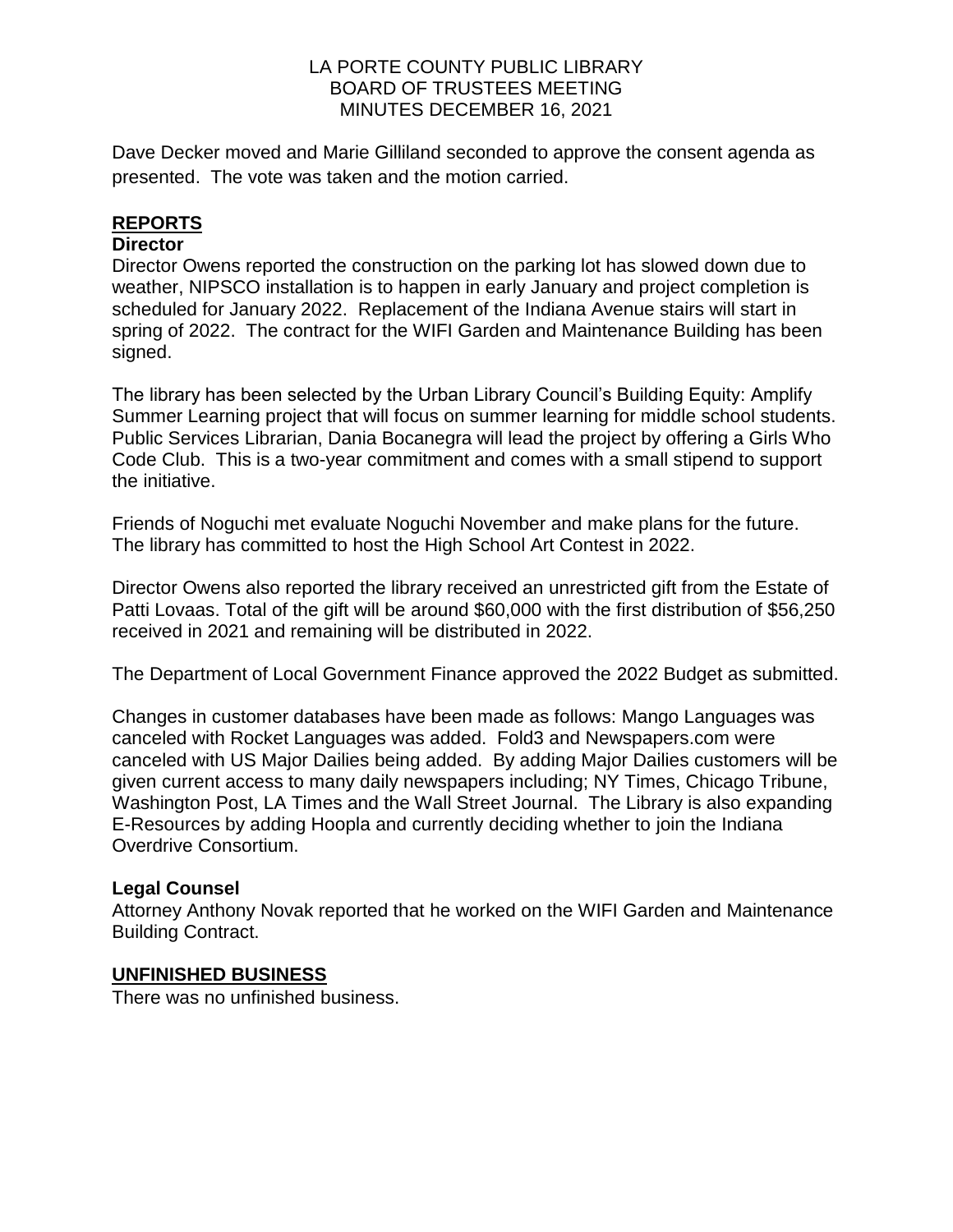LA PORTE COUNTY PUBLIC LIBRARY
BOARD OF TRUSTEES MEETING
MINUTES DECEMBER 16, 2021

Dave Decker moved and Marie Gilliland seconded to approve the consent agenda as presented. The vote was taken and the motion carried.

## REPORTS

### Director

Director Owens reported the construction on the parking lot has slowed down due to weather, NIPSCO installation is to happen in early January and project completion is scheduled for January 2022. Replacement of the Indiana Avenue stairs will start in spring of 2022. The contract for the WIFI Garden and Maintenance Building has been signed.

The library has been selected by the Urban Library Council's Building Equity: Amplify Summer Learning project that will focus on summer learning for middle school students. Public Services Librarian, Dania Bocanegra will lead the project by offering a Girls Who Code Club. This is a two-year commitment and comes with a small stipend to support the initiative.

Friends of Noguchi met evaluate Noguchi November and make plans for the future. The library has committed to host the High School Art Contest in 2022.

Director Owens also reported the library received an unrestricted gift from the Estate of Patti Lovaas. Total of the gift will be around $60,000 with the first distribution of $56,250 received in 2021 and remaining will be distributed in 2022.

The Department of Local Government Finance approved the 2022 Budget as submitted.

Changes in customer databases have been made as follows: Mango Languages was canceled with Rocket Languages was added. Fold3 and Newspapers.com were canceled with US Major Dailies being added. By adding Major Dailies customers will be given current access to many daily newspapers including; NY Times, Chicago Tribune, Washington Post, LA Times and the Wall Street Journal. The Library is also expanding E-Resources by adding Hoopla and currently deciding whether to join the Indiana Overdrive Consortium.

### Legal Counsel

Attorney Anthony Novak reported that he worked on the WIFI Garden and Maintenance Building Contract.

## UNFINISHED BUSINESS

There was no unfinished business.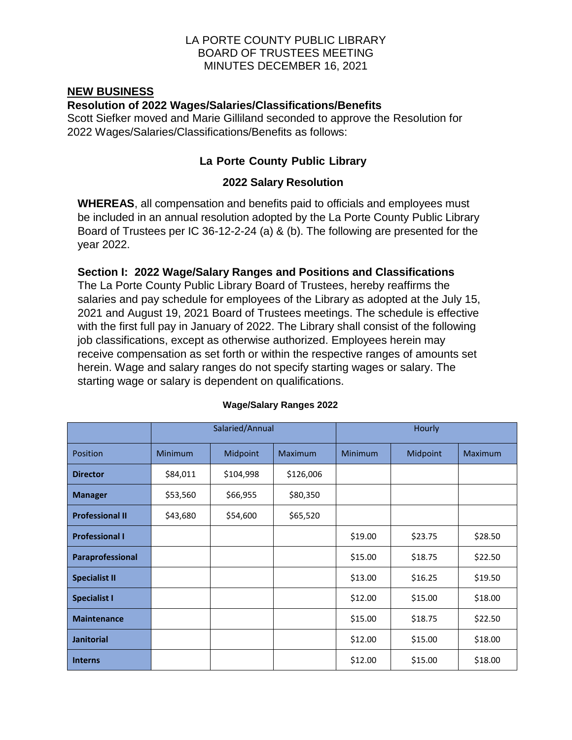LA PORTE COUNTY PUBLIC LIBRARY
BOARD OF TRUSTEES MEETING
MINUTES DECEMBER 16, 2021

## NEW BUSINESS

### Resolution of 2022 Wages/Salaries/Classifications/Benefits

Scott Siefker moved and Marie Gilliland seconded to approve the Resolution for 2022 Wages/Salaries/Classifications/Benefits as follows:

## La Porte County Public Library

## 2022 Salary Resolution

**WHEREAS**, all compensation and benefits paid to officials and employees must be included in an annual resolution adopted by the La Porte County Public Library Board of Trustees per IC 36-12-2-24 (a) & (b). The following are presented for the year 2022.

### Section I: 2022 Wage/Salary Ranges and Positions and Classifications

The La Porte County Public Library Board of Trustees, hereby reaffirms the salaries and pay schedule for employees of the Library as adopted at the July 15, 2021 and August 19, 2021 Board of Trustees meetings. The schedule is effective with the first full pay in January of 2022. The Library shall consist of the following job classifications, except as otherwise authorized. Employees herein may receive compensation as set forth or within the respective ranges of amounts set herein. Wage and salary ranges do not specify starting wages or salary. The starting wage or salary is dependent on qualifications.

**Wage/Salary Ranges 2022**

| | Salaried/Annual | | | Hourly | | |
|---|---|---|---|---|---|---|
| Position | Minimum | Midpoint | Maximum | Minimum | Midpoint | Maximum |
| **Director** | $84,011 | $104,998 | $126,006 | | | |
| **Manager** | $53,560 | $66,955 | $80,350 | | | |
| **Professional II** | $43,680 | $54,600 | $65,520 | | | |
| **Professional I** | | | | $19.00 | $23.75 | $28.50 |
| **Paraprofessional** | | | | $15.00 | $18.75 | $22.50 |
| **Specialist II** | | | | $13.00 | $16.25 | $19.50 |
| **Specialist I** | | | | $12.00 | $15.00 | $18.00 |
| **Maintenance** | | | | $15.00 | $18.75 | $22.50 |
| **Janitorial** | | | | $12.00 | $15.00 | $18.00 |
| **Interns** | | | | $12.00 | $15.00 | $18.00 |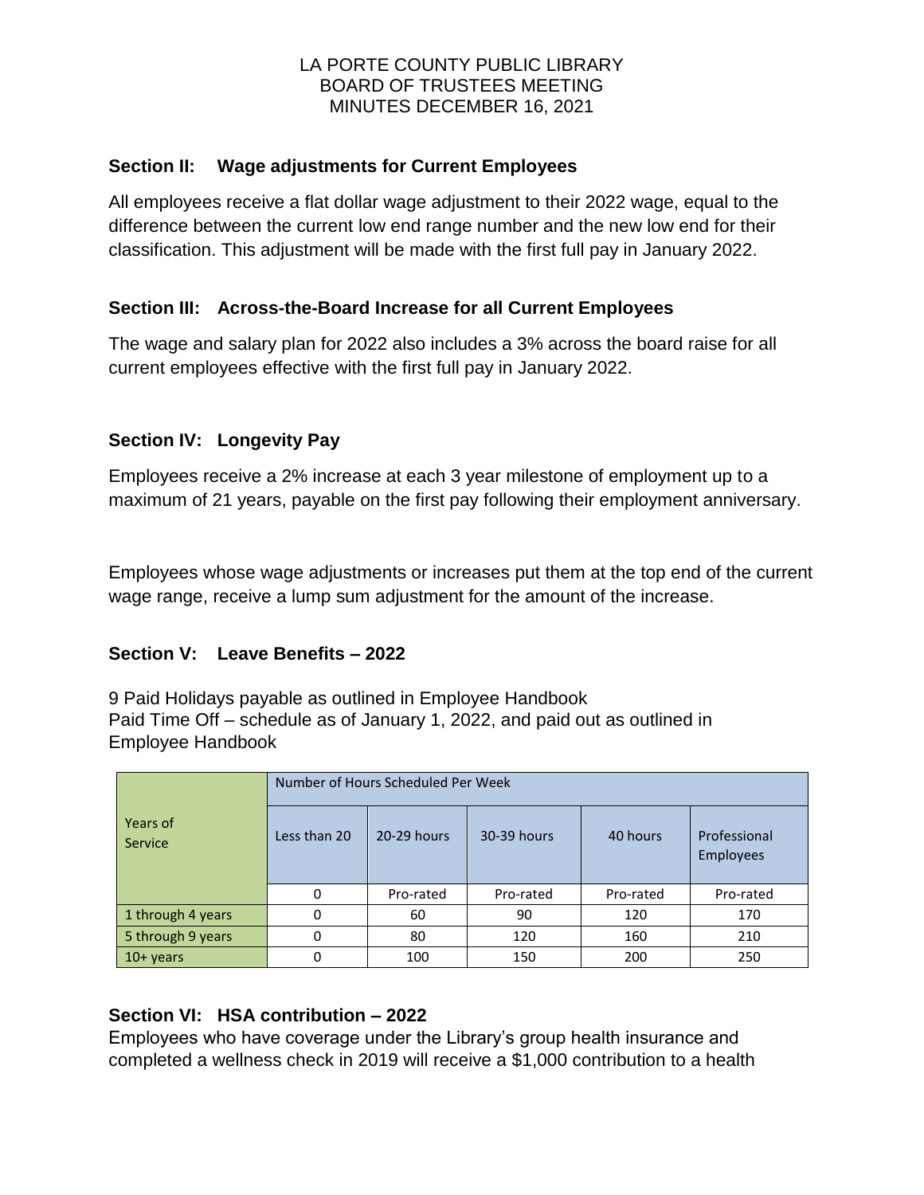LA PORTE COUNTY PUBLIC LIBRARY
BOARD OF TRUSTEES MEETING
MINUTES DECEMBER 16, 2021

### Section II: Wage adjustments for Current Employees

All employees receive a flat dollar wage adjustment to their 2022 wage, equal to the difference between the current low end range number and the new low end for their classification. This adjustment will be made with the first full pay in January 2022.

### Section III: Across-the-Board Increase for all Current Employees

The wage and salary plan for 2022 also includes a 3% across the board raise for all current employees effective with the first full pay in January 2022.

### Section IV: Longevity Pay

Employees receive a 2% increase at each 3 year milestone of employment up to a maximum of 21 years, payable on the first pay following their employment anniversary.

Employees whose wage adjustments or increases put them at the top end of the current wage range, receive a lump sum adjustment for the amount of the increase.

### Section V: Leave Benefits – 2022

9 Paid Holidays payable as outlined in Employee Handbook
Paid Time Off – schedule as of January 1, 2022, and paid out as outlined in Employee Handbook

| Years of Service | Number of Hours Scheduled Per Week | | | | |
|---|---|---|---|---|---|
| | Less than 20 | 20-29 hours | 30-39 hours | 40 hours | Professional Employees |
| | 0 | Pro-rated | Pro-rated | Pro-rated | Pro-rated |
| 1 through 4 years | 0 | 60 | 90 | 120 | 170 |
| 5 through 9 years | 0 | 80 | 120 | 160 | 210 |
| 10+ years | 0 | 100 | 150 | 200 | 250 |

### Section VI: HSA contribution – 2022

Employees who have coverage under the Library's group health insurance and completed a wellness check in 2019 will receive a $1,000 contribution to a health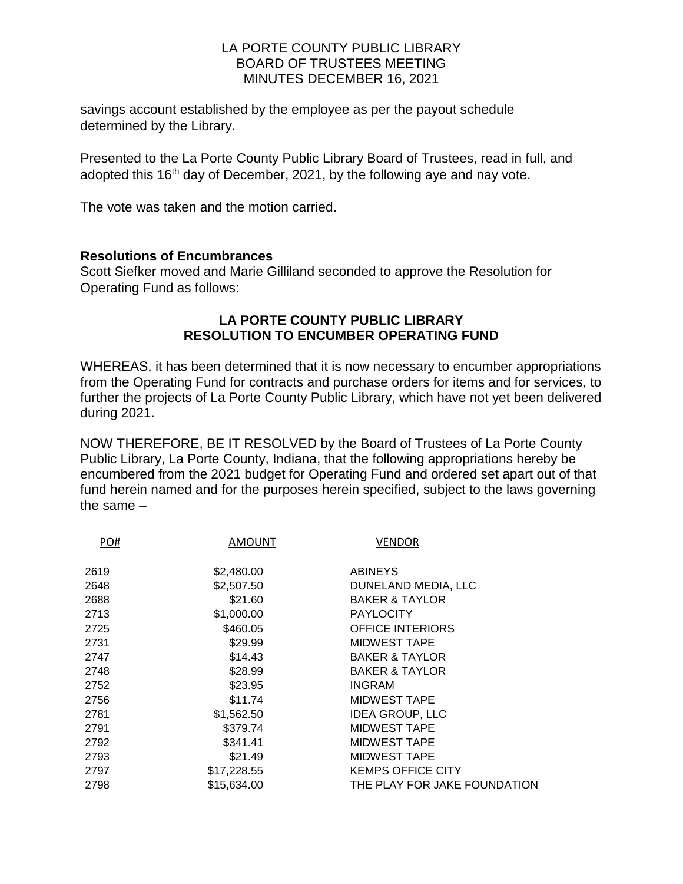savings account established by the employee as per the payout schedule determined by the Library.

Presented to the La Porte County Public Library Board of Trustees, read in full, and adopted this 16th day of December, 2021, by the following aye and nay vote.

The vote was taken and the motion carried.

**Resolutions of Encumbrances**

Scott Siefker moved and Marie Gilliland seconded to approve the Resolution for Operating Fund as follows:

## LA PORTE COUNTY PUBLIC LIBRARY
## RESOLUTION TO ENCUMBER OPERATING FUND

WHEREAS, it has been determined that it is now necessary to encumber appropriations from the Operating Fund for contracts and purchase orders for items and for services, to further the projects of La Porte County Public Library, which have not yet been delivered during 2021.

NOW THEREFORE, BE IT RESOLVED by the Board of Trustees of La Porte County Public Library, La Porte County, Indiana, that the following appropriations hereby be encumbered from the 2021 budget for Operating Fund and ordered set apart out of that fund herein named and for the purposes herein specified, subject to the laws governing the same –

| PO# | AMOUNT | VENDOR |
|---|---|---|
| 2619 | \$2,480.00 | ABINEYS |
| 2648 | \$2,507.50 | DUNELAND MEDIA, LLC |
| 2688 | \$21.60 | BAKER & TAYLOR |
| 2713 | \$1,000.00 | PAYLOCITY |
| 2725 | \$460.05 | OFFICE INTERIORS |
| 2731 | \$29.99 | MIDWEST TAPE |
| 2747 | \$14.43 | BAKER & TAYLOR |
| 2748 | \$28.99 | BAKER & TAYLOR |
| 2752 | \$23.95 | INGRAM |
| 2756 | \$11.74 | MIDWEST TAPE |
| 2781 | \$1,562.50 | IDEA GROUP, LLC |
| 2791 | \$379.74 | MIDWEST TAPE |
| 2792 | \$341.41 | MIDWEST TAPE |
| 2793 | \$21.49 | MIDWEST TAPE |
| 2797 | \$17,228.55 | KEMPS OFFICE CITY |
| 2798 | \$15,634.00 | THE PLAY FOR JAKE FOUNDATION |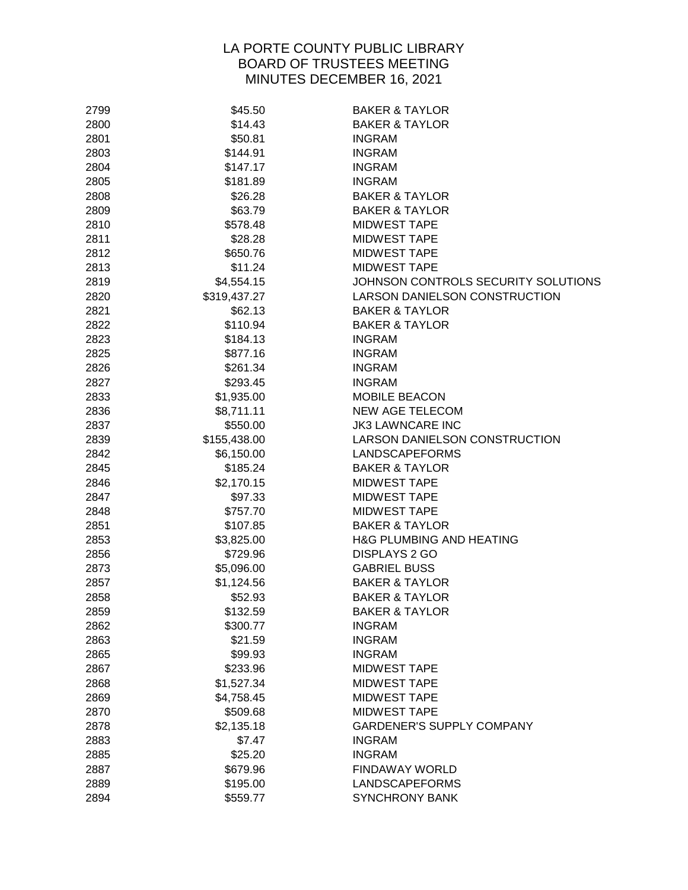LA PORTE COUNTY PUBLIC LIBRARY
BOARD OF TRUSTEES MEETING
MINUTES DECEMBER 16, 2021

| | | |
|---|---|---|
| 2799 | \$45.50 | BAKER & TAYLOR |
| 2800 | \$14.43 | BAKER & TAYLOR |
| 2801 | \$50.81 | INGRAM |
| 2803 | \$144.91 | INGRAM |
| 2804 | \$147.17 | INGRAM |
| 2805 | \$181.89 | INGRAM |
| 2808 | \$26.28 | BAKER & TAYLOR |
| 2809 | \$63.79 | BAKER & TAYLOR |
| 2810 | \$578.48 | MIDWEST TAPE |
| 2811 | \$28.28 | MIDWEST TAPE |
| 2812 | \$650.76 | MIDWEST TAPE |
| 2813 | \$11.24 | MIDWEST TAPE |
| 2819 | \$4,554.15 | JOHNSON CONTROLS SECURITY SOLUTIONS |
| 2820 | \$319,437.27 | LARSON DANIELSON CONSTRUCTION |
| 2821 | \$62.13 | BAKER & TAYLOR |
| 2822 | \$110.94 | BAKER & TAYLOR |
| 2823 | \$184.13 | INGRAM |
| 2825 | \$877.16 | INGRAM |
| 2826 | \$261.34 | INGRAM |
| 2827 | \$293.45 | INGRAM |
| 2833 | \$1,935.00 | MOBILE BEACON |
| 2836 | \$8,711.11 | NEW AGE TELECOM |
| 2837 | \$550.00 | JK3 LAWNCARE INC |
| 2839 | \$155,438.00 | LARSON DANIELSON CONSTRUCTION |
| 2842 | \$6,150.00 | LANDSCAPEFORMS |
| 2845 | \$185.24 | BAKER & TAYLOR |
| 2846 | \$2,170.15 | MIDWEST TAPE |
| 2847 | \$97.33 | MIDWEST TAPE |
| 2848 | \$757.70 | MIDWEST TAPE |
| 2851 | \$107.85 | BAKER & TAYLOR |
| 2853 | \$3,825.00 | H&G PLUMBING AND HEATING |
| 2856 | \$729.96 | DISPLAYS 2 GO |
| 2873 | \$5,096.00 | GABRIEL BUSS |
| 2857 | \$1,124.56 | BAKER & TAYLOR |
| 2858 | \$52.93 | BAKER & TAYLOR |
| 2859 | \$132.59 | BAKER & TAYLOR |
| 2862 | \$300.77 | INGRAM |
| 2863 | \$21.59 | INGRAM |
| 2865 | \$99.93 | INGRAM |
| 2867 | \$233.96 | MIDWEST TAPE |
| 2868 | \$1,527.34 | MIDWEST TAPE |
| 2869 | \$4,758.45 | MIDWEST TAPE |
| 2870 | \$509.68 | MIDWEST TAPE |
| 2878 | \$2,135.18 | GARDENER'S SUPPLY COMPANY |
| 2883 | \$7.47 | INGRAM |
| 2885 | \$25.20 | INGRAM |
| 2887 | \$679.96 | FINDAWAY WORLD |
| 2889 | \$195.00 | LANDSCAPEFORMS |
| 2894 | \$559.77 | SYNCHRONY BANK |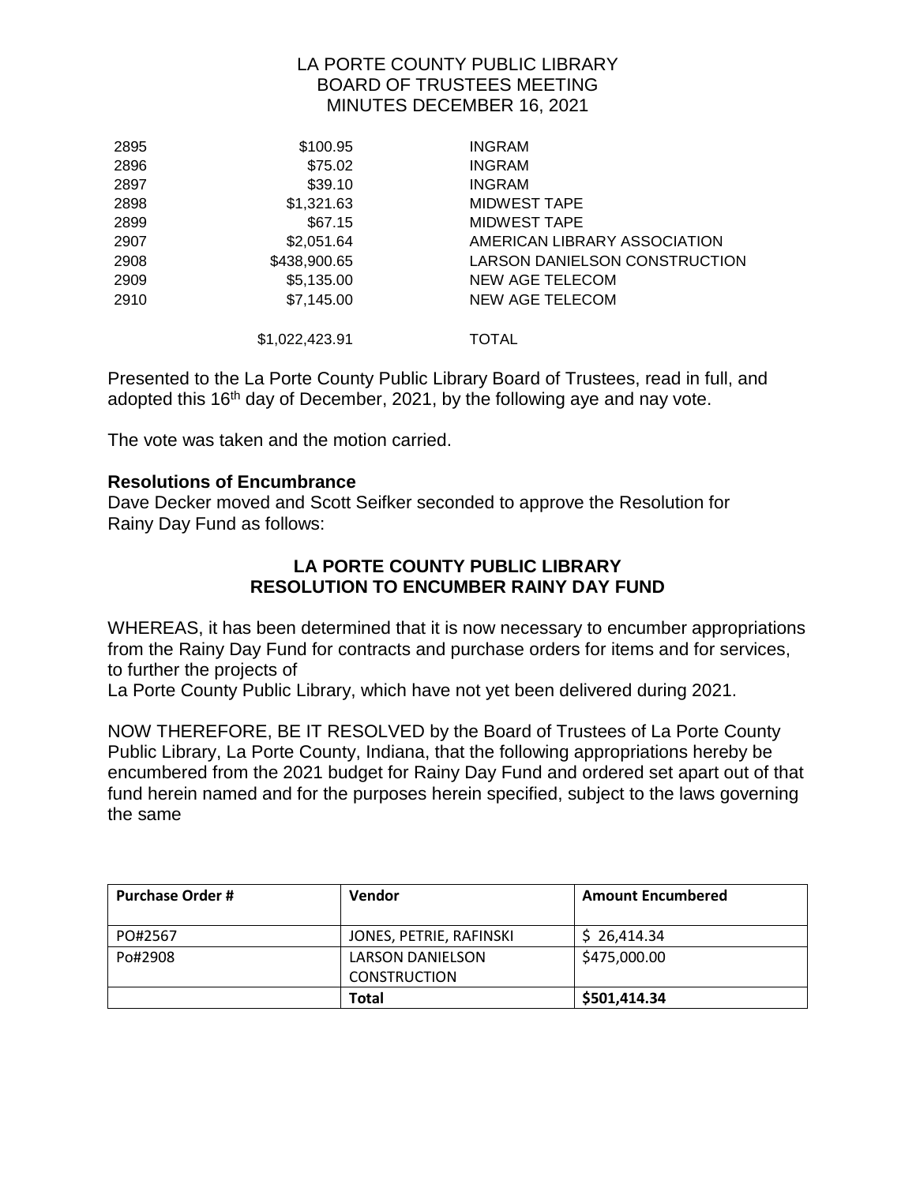| | | |
|---|---|---|
| 2895 | $100.95 | INGRAM |
| 2896 | $75.02 | INGRAM |
| 2897 | $39.10 | INGRAM |
| 2898 | $1,321.63 | MIDWEST TAPE |
| 2899 | $67.15 | MIDWEST TAPE |
| 2907 | $2,051.64 | AMERICAN LIBRARY ASSOCIATION |
| 2908 | $438,900.65 | LARSON DANIELSON CONSTRUCTION |
| 2909 | $5,135.00 | NEW AGE TELECOM |
| 2910 | $7,145.00 | NEW AGE TELECOM |
| | $1,022,423.91 | TOTAL |

Presented to the La Porte County Public Library Board of Trustees, read in full, and adopted this 16th day of December, 2021, by the following aye and nay vote.

The vote was taken and the motion carried.

**Resolutions of Encumbrance**

Dave Decker moved and Scott Seifker seconded to approve the Resolution for Rainy Day Fund as follows:

**LA PORTE COUNTY PUBLIC LIBRARY**
**RESOLUTION TO ENCUMBER RAINY DAY FUND**

WHEREAS, it has been determined that it is now necessary to encumber appropriations from the Rainy Day Fund for contracts and purchase orders for items and for services, to further the projects of
La Porte County Public Library, which have not yet been delivered during 2021.

NOW THEREFORE, BE IT RESOLVED by the Board of Trustees of La Porte County Public Library, La Porte County, Indiana, that the following appropriations hereby be encumbered from the 2021 budget for Rainy Day Fund and ordered set apart out of that fund herein named and for the purposes herein specified, subject to the laws governing the same

| Purchase Order # | Vendor | Amount Encumbered |
|---|---|---|
| PO#2567 | JONES, PETRIE, RAFINSKI | $ 26,414.34 |
| Po#2908 | LARSON DANIELSON CONSTRUCTION | $475,000.00 |
| | **Total** | **$501,414.34** |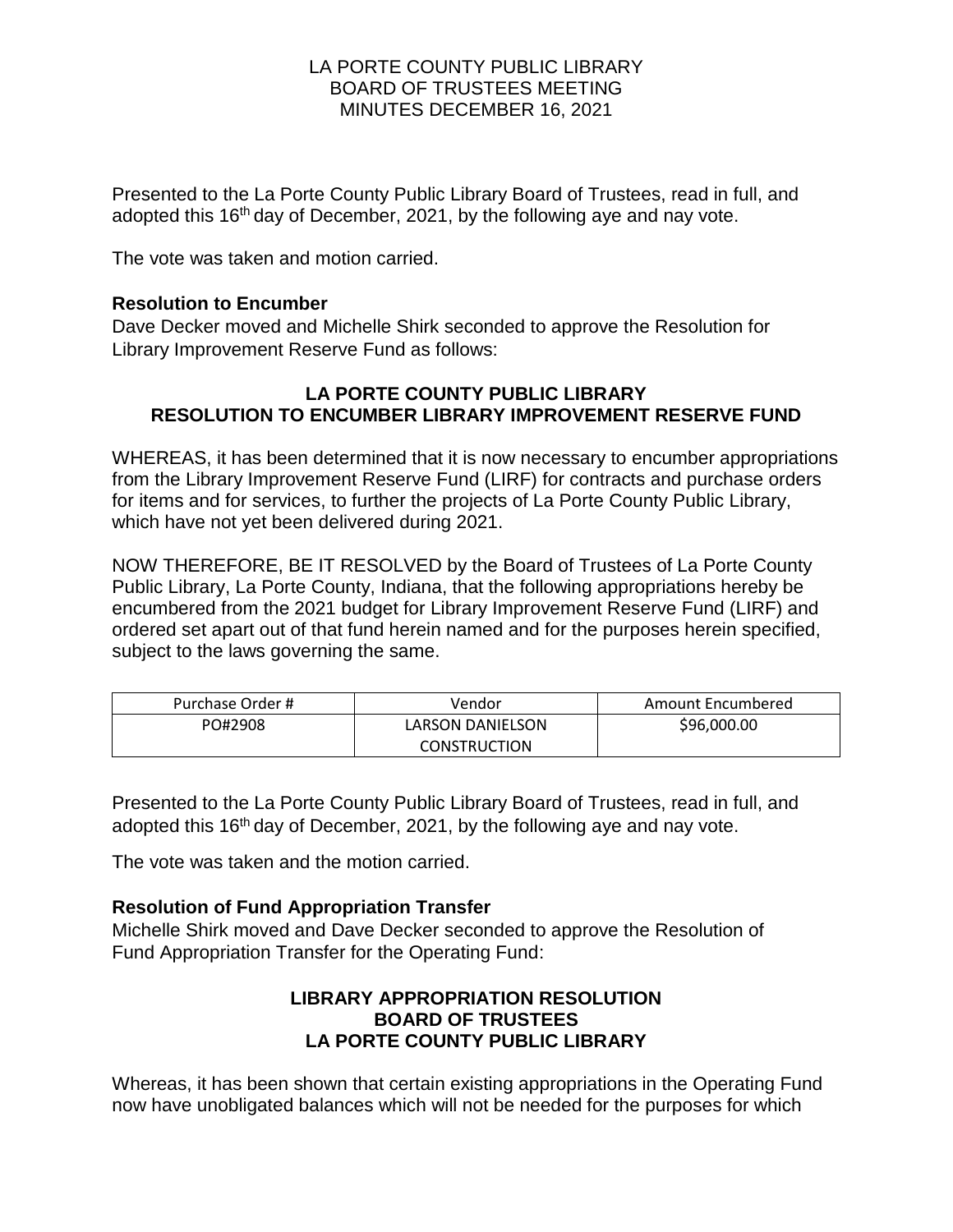Presented to the La Porte County Public Library Board of Trustees, read in full, and adopted this 16th day of December, 2021, by the following aye and nay vote.

The vote was taken and motion carried.

**Resolution to Encumber**

Dave Decker moved and Michelle Shirk seconded to approve the Resolution for Library Improvement Reserve Fund as follows:

**LA PORTE COUNTY PUBLIC LIBRARY**
**RESOLUTION TO ENCUMBER LIBRARY IMPROVEMENT RESERVE FUND**

WHEREAS, it has been determined that it is now necessary to encumber appropriations from the Library Improvement Reserve Fund (LIRF) for contracts and purchase orders for items and for services, to further the projects of La Porte County Public Library, which have not yet been delivered during 2021.

NOW THEREFORE, BE IT RESOLVED by the Board of Trustees of La Porte County Public Library, La Porte County, Indiana, that the following appropriations hereby be encumbered from the 2021 budget for Library Improvement Reserve Fund (LIRF) and ordered set apart out of that fund herein named and for the purposes herein specified, subject to the laws governing the same.

| Purchase Order # | Vendor | Amount Encumbered |
|---|---|---|
| PO#2908 | LARSON DANIELSON CONSTRUCTION | $96,000.00 |

Presented to the La Porte County Public Library Board of Trustees, read in full, and adopted this 16th day of December, 2021, by the following aye and nay vote.

The vote was taken and the motion carried.

**Resolution of Fund Appropriation Transfer**

Michelle Shirk moved and Dave Decker seconded to approve the Resolution of Fund Appropriation Transfer for the Operating Fund:

**LIBRARY APPROPRIATION RESOLUTION**
**BOARD OF TRUSTEES**
**LA PORTE COUNTY PUBLIC LIBRARY**

Whereas, it has been shown that certain existing appropriations in the Operating Fund now have unobligated balances which will not be needed for the purposes for which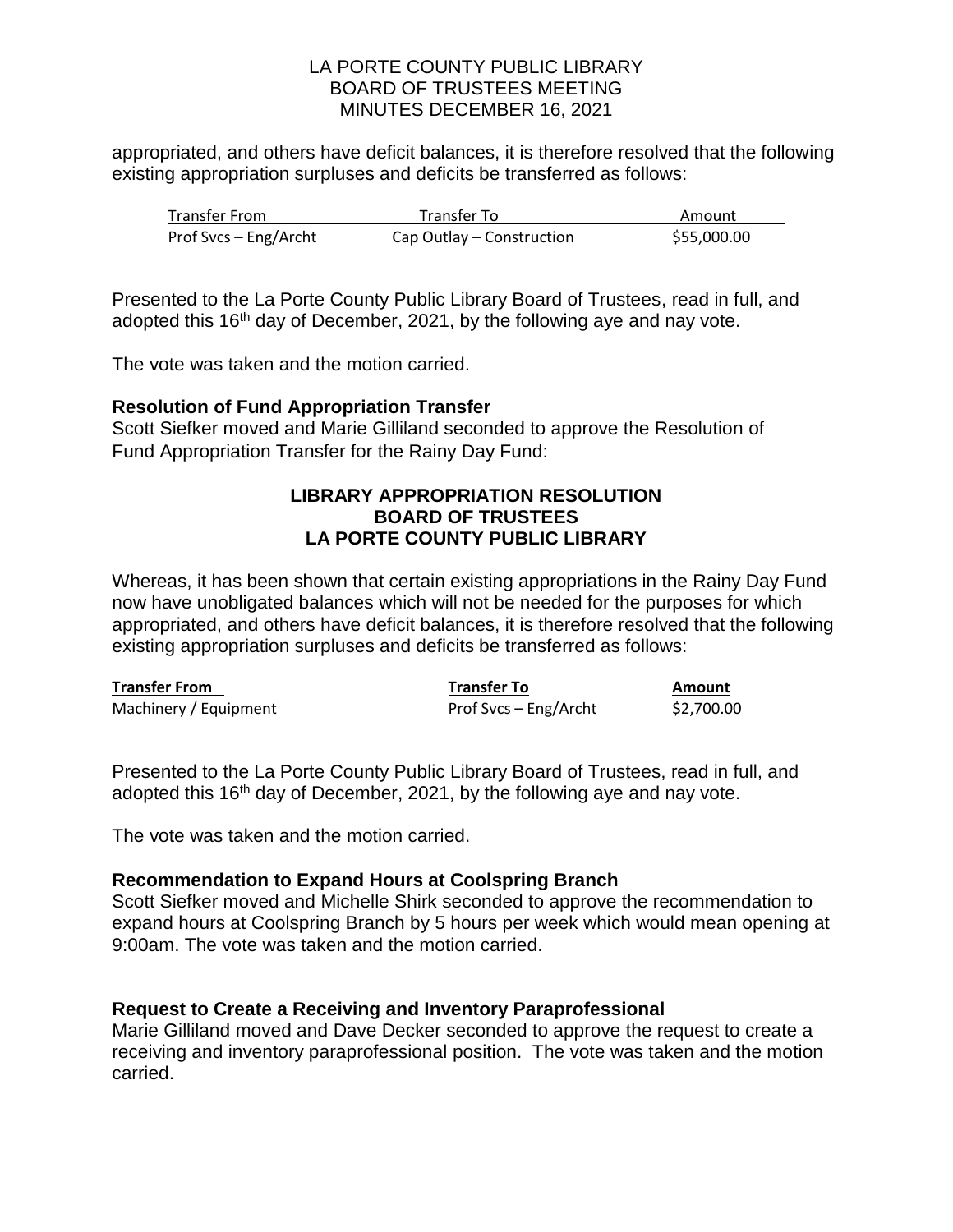appropriated, and others have deficit balances, it is therefore resolved that the following existing appropriation surpluses and deficits be transferred as follows:

| Transfer From | Transfer To | Amount |
|---|---|---|
| Prof Svcs – Eng/Archt | Cap Outlay – Construction | $55,000.00 |

Presented to the La Porte County Public Library Board of Trustees, read in full, and adopted this 16th day of December, 2021, by the following aye and nay vote.

The vote was taken and the motion carried.

**Resolution of Fund Appropriation Transfer**

Scott Siefker moved and Marie Gilliland seconded to approve the Resolution of Fund Appropriation Transfer for the Rainy Day Fund:

**LIBRARY APPROPRIATION RESOLUTION**
**BOARD OF TRUSTEES**
**LA PORTE COUNTY PUBLIC LIBRARY**

Whereas, it has been shown that certain existing appropriations in the Rainy Day Fund now have unobligated balances which will not be needed for the purposes for which appropriated, and others have deficit balances, it is therefore resolved that the following existing appropriation surpluses and deficits be transferred as follows:

| Transfer From | Transfer To | Amount |
|---|---|---|
| Machinery / Equipment | Prof Svcs – Eng/Archt | $2,700.00 |

Presented to the La Porte County Public Library Board of Trustees, read in full, and adopted this 16th day of December, 2021, by the following aye and nay vote.

The vote was taken and the motion carried.

**Recommendation to Expand Hours at Coolspring Branch**

Scott Siefker moved and Michelle Shirk seconded to approve the recommendation to expand hours at Coolspring Branch by 5 hours per week which would mean opening at 9:00am. The vote was taken and the motion carried.

**Request to Create a Receiving and Inventory Paraprofessional**

Marie Gilliland moved and Dave Decker seconded to approve the request to create a receiving and inventory paraprofessional position. The vote was taken and the motion carried.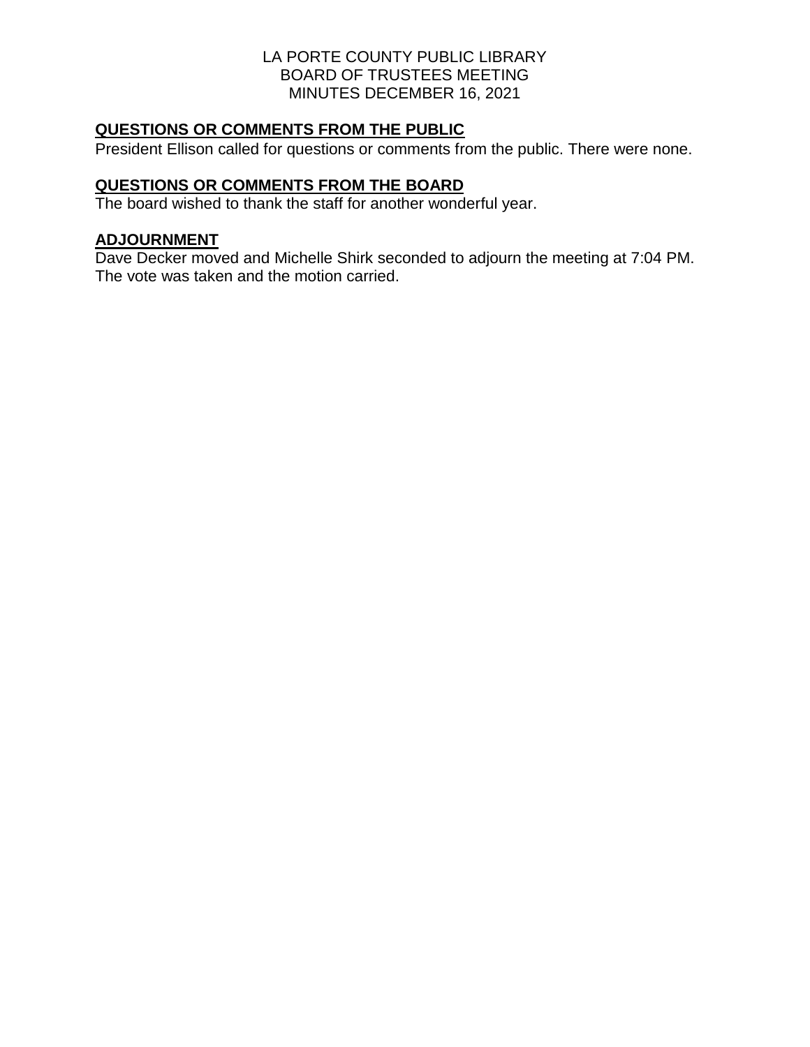LA PORTE COUNTY PUBLIC LIBRARY
BOARD OF TRUSTEES MEETING
MINUTES DECEMBER 16, 2021

**QUESTIONS OR COMMENTS FROM THE PUBLIC**

President Ellison called for questions or comments from the public. There were none.

**QUESTIONS OR COMMENTS FROM THE BOARD**

The board wished to thank the staff for another wonderful year.

**ADJOURNMENT**

Dave Decker moved and Michelle Shirk seconded to adjourn the meeting at 7:04 PM. The vote was taken and the motion carried.